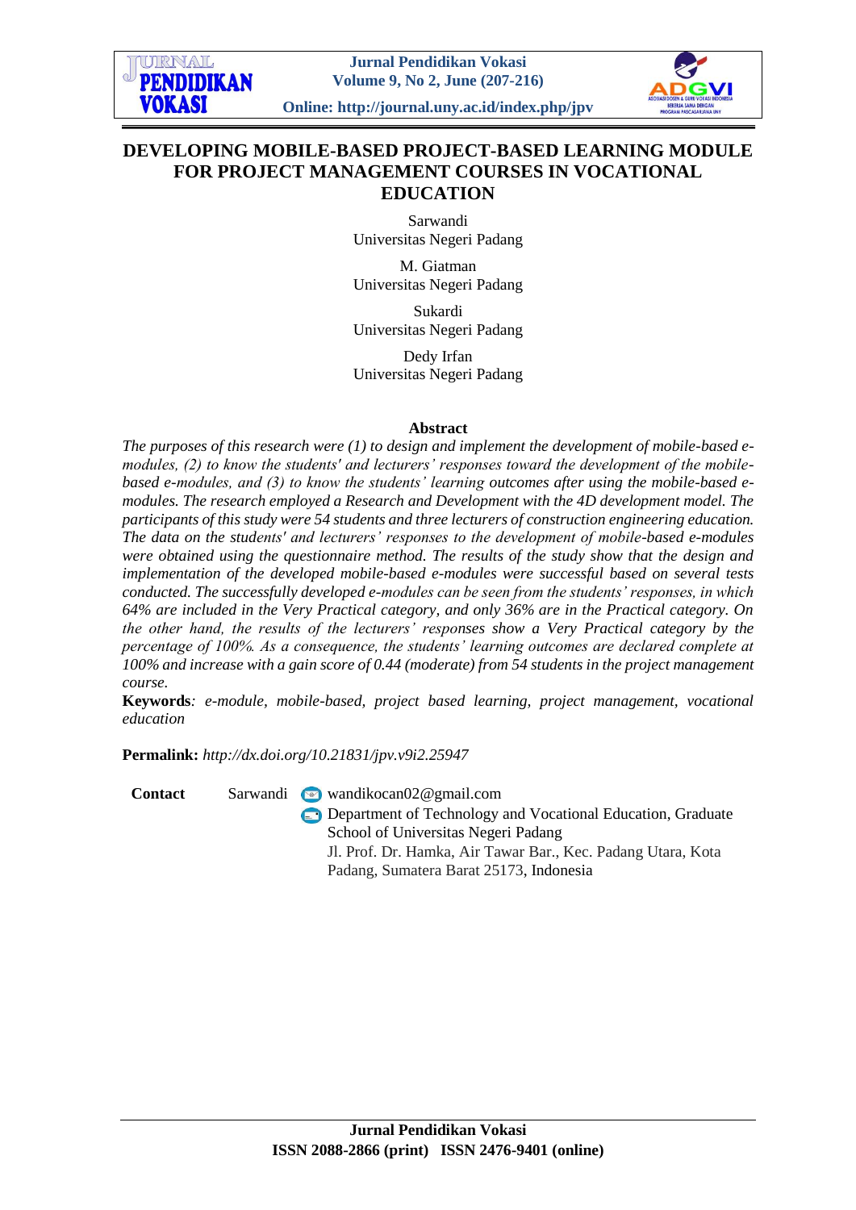# DEVELOPING MOBILE-BASED PROJECT-BASED LEARNING MODULE FOR PROJECT MANAGEMENT COURSES IN VOCATIONAL EDUCATION

Sarwandi
Universitas Negeri Padang

M. Giatman
Universitas Negeri Padang

Sukardi
Universitas Negeri Padang

Dedy Irfan
Universitas Negeri Padang

## Abstract

*The purposes of this research were (1) to design and implement the development of mobile-based e-modules, (2) to know the students' and lecturers' responses toward the development of the mobile-based e-modules, and (3) to know the students' learning outcomes after using the mobile-based e-modules. The research employed a Research and Development with the 4D development model. The participants of this study were 54 students and three lecturers of construction engineering education. The data on the students' and lecturers' responses to the development of mobile-based e-modules were obtained using the questionnaire method. The results of the study show that the design and implementation of the developed mobile-based e-modules were successful based on several tests conducted. The successfully developed e-modules can be seen from the students' responses, in which 64% are included in the Very Practical category, and only 36% are in the Practical category. On the other hand, the results of the lecturers' responses show a Very Practical category by the percentage of 100%. As a consequence, the students' learning outcomes are declared complete at 100% and increase with a gain score of 0.44 (moderate) from 54 students in the project management course.*

**Keywords***: e-module, mobile-based, project based learning, project management, vocational education*

**Permalink:** *http://dx.doi.org/10.21831/jpv.v9i2.25947*

**Contact** Sarwandi wandikocan02@gmail.com
Department of Technology and Vocational Education, Graduate School of Universitas Negeri Padang
Jl. Prof. Dr. Hamka, Air Tawar Bar., Kec. Padang Utara, Kota Padang, Sumatera Barat 25173, Indonesia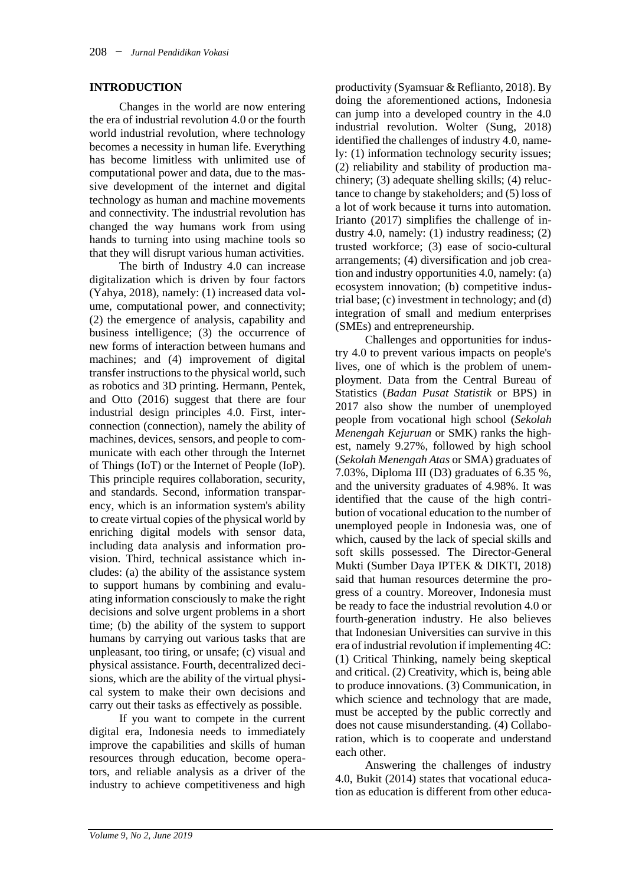## INTRODUCTION

Changes in the world are now entering the era of industrial revolution 4.0 or the fourth world industrial revolution, where technology becomes a necessity in human life. Everything has become limitless with unlimited use of computational power and data, due to the massive development of the internet and digital technology as human and machine movements and connectivity. The industrial revolution has changed the way humans work from using hands to turning into using machine tools so that they will disrupt various human activities.

The birth of Industry 4.0 can increase digitalization which is driven by four factors (Yahya, 2018), namely: (1) increased data volume, computational power, and connectivity; (2) the emergence of analysis, capability and business intelligence; (3) the occurrence of new forms of interaction between humans and machines; and (4) improvement of digital transfer instructions to the physical world, such as robotics and 3D printing. Hermann, Pentek, and Otto (2016) suggest that there are four industrial design principles 4.0. First, interconnection (connection), namely the ability of machines, devices, sensors, and people to communicate with each other through the Internet of Things (IoT) or the Internet of People (IoP). This principle requires collaboration, security, and standards. Second, information transparency, which is an information system's ability to create virtual copies of the physical world by enriching digital models with sensor data, including data analysis and information provision. Third, technical assistance which includes: (a) the ability of the assistance system to support humans by combining and evaluating information consciously to make the right decisions and solve urgent problems in a short time; (b) the ability of the system to support humans by carrying out various tasks that are unpleasant, too tiring, or unsafe; (c) visual and physical assistance. Fourth, decentralized decisions, which are the ability of the virtual physical system to make their own decisions and carry out their tasks as effectively as possible.

If you want to compete in the current digital era, Indonesia needs to immediately improve the capabilities and skills of human resources through education, become operators, and reliable analysis as a driver of the industry to achieve competitiveness and high productivity (Syamsuar & Reflianto, 2018). By doing the aforementioned actions, Indonesia can jump into a developed country in the 4.0 industrial revolution. Wolter (Sung, 2018) identified the challenges of industry 4.0, namely: (1) information technology security issues; (2) reliability and stability of production machinery; (3) adequate shelling skills; (4) reluctance to change by stakeholders; and (5) loss of a lot of work because it turns into automation. Irianto (2017) simplifies the challenge of industry 4.0, namely: (1) industry readiness; (2) trusted workforce; (3) ease of socio-cultural arrangements; (4) diversification and job creation and industry opportunities 4.0, namely: (a) ecosystem innovation; (b) competitive industrial base; (c) investment in technology; and (d) integration of small and medium enterprises (SMEs) and entrepreneurship.

Challenges and opportunities for industry 4.0 to prevent various impacts on people's lives, one of which is the problem of unemployment. Data from the Central Bureau of Statistics (*Badan Pusat Statistik* or BPS) in 2017 also show the number of unemployed people from vocational high school (*Sekolah Menengah Kejuruan* or SMK) ranks the highest, namely 9.27%, followed by high school (*Sekolah Menengah Atas* or SMA) graduates of 7.03%, Diploma III (D3) graduates of 6.35 %, and the university graduates of 4.98%. It was identified that the cause of the high contribution of vocational education to the number of unemployed people in Indonesia was, one of which, caused by the lack of special skills and soft skills possessed. The Director-General Mukti (Sumber Daya IPTEK & DIKTI, 2018) said that human resources determine the progress of a country. Moreover, Indonesia must be ready to face the industrial revolution 4.0 or fourth-generation industry. He also believes that Indonesian Universities can survive in this era of industrial revolution if implementing 4C: (1) Critical Thinking, namely being skeptical and critical. (2) Creativity, which is, being able to produce innovations. (3) Communication, in which science and technology that are made, must be accepted by the public correctly and does not cause misunderstanding. (4) Collaboration, which is to cooperate and understand each other.

Answering the challenges of industry 4.0, Bukit (2014) states that vocational education as education is different from other educa-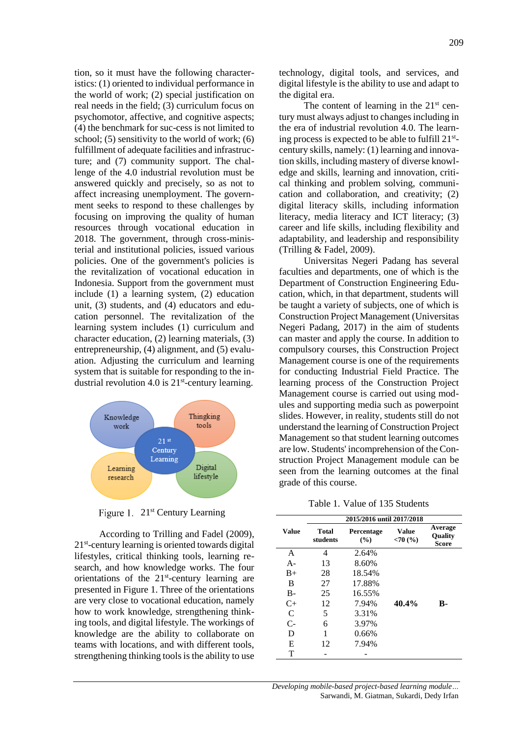tion, so it must have the following characteristics: (1) oriented to individual performance in the world of work; (2) special justification on real needs in the field; (3) curriculum focus on psychomotor, affective, and cognitive aspects; (4) the benchmark for suc-cess is not limited to school; (5) sensitivity to the world of work; (6) fulfillment of adequate facilities and infrastructure; and (7) community support. The challenge of the 4.0 industrial revolution must be answered quickly and precisely, so as not to affect increasing unemployment. The government seeks to respond to these challenges by focusing on improving the quality of human resources through vocational education in 2018. The government, through cross-ministerial and institutional policies, issued various policies. One of the government's policies is the revitalization of vocational education in Indonesia. Support from the government must include (1) a learning system, (2) education unit, (3) students, and (4) educators and education personnel. The revitalization of the learning system includes (1) curriculum and character education, (2) learning materials, (3) entrepreneurship, (4) alignment, and (5) evaluation. Adjusting the curriculum and learning system that is suitable for responding to the industrial revolution 4.0 is 21st-century learning.

Figure 1. 21st Century Learning

According to Trilling and Fadel (2009), 21st-century learning is oriented towards digital lifestyles, critical thinking tools, learning research, and how knowledge works. The four orientations of the 21st-century learning are presented in Figure 1. Three of the orientations are very close to vocational education, namely how to work knowledge, strengthening thinking tools, and digital lifestyle. The workings of knowledge are the ability to collaborate on teams with locations, and with different tools, strengthening thinking tools is the ability to use technology, digital tools, and services, and digital lifestyle is the ability to use and adapt to the digital era.

The content of learning in the 21st century must always adjust to changes including in the era of industrial revolution 4.0. The learning process is expected to be able to fulfill 21st-century skills, namely: (1) learning and innovation skills, including mastery of diverse knowledge and skills, learning and innovation, critical thinking and problem solving, communication and collaboration, and creativity; (2) digital literacy skills, including information literacy, media literacy and ICT literacy; (3) career and life skills, including flexibility and adaptability, and leadership and responsibility (Trilling & Fadel, 2009).

Universitas Negeri Padang has several faculties and departments, one of which is the Department of Construction Engineering Education, which, in that department, students will be taught a variety of subjects, one of which is Construction Project Management (Universitas Negeri Padang, 2017) in the aim of students can master and apply the course. In addition to compulsory courses, this Construction Project Management course is one of the requirements for conducting Industrial Field Practice. The learning process of the Construction Project Management course is carried out using modules and supporting media such as powerpoint slides. However, in reality, students still do not understand the learning of Construction Project Management so that student learning outcomes are low. Students' incomprehension of the Construction Project Management module can be seen from the learning outcomes at the final grade of this course.

Table 1. Value of 135 Students

| Value | 2015/2016 until 2017/2018 | | | |
|---|---|---|---|---|
| | Total students | Percentage (%) | Value <70 (%) | Average Quality Score |
| A | 4 | 2.64% | | |
| A- | 13 | 8.60% | | |
| B+ | 28 | 18.54% | | |
| B | 27 | 17.88% | | |
| B- | 25 | 16.55% | | |
| C+ | 12 | 7.94% | **40.4%** | **B-** |
| C | 5 | 3.31% | | |
| C- | 6 | 3.97% | | |
| D | 1 | 0.66% | | |
| E | 12 | 7.94% | | |
| T | - | - | | |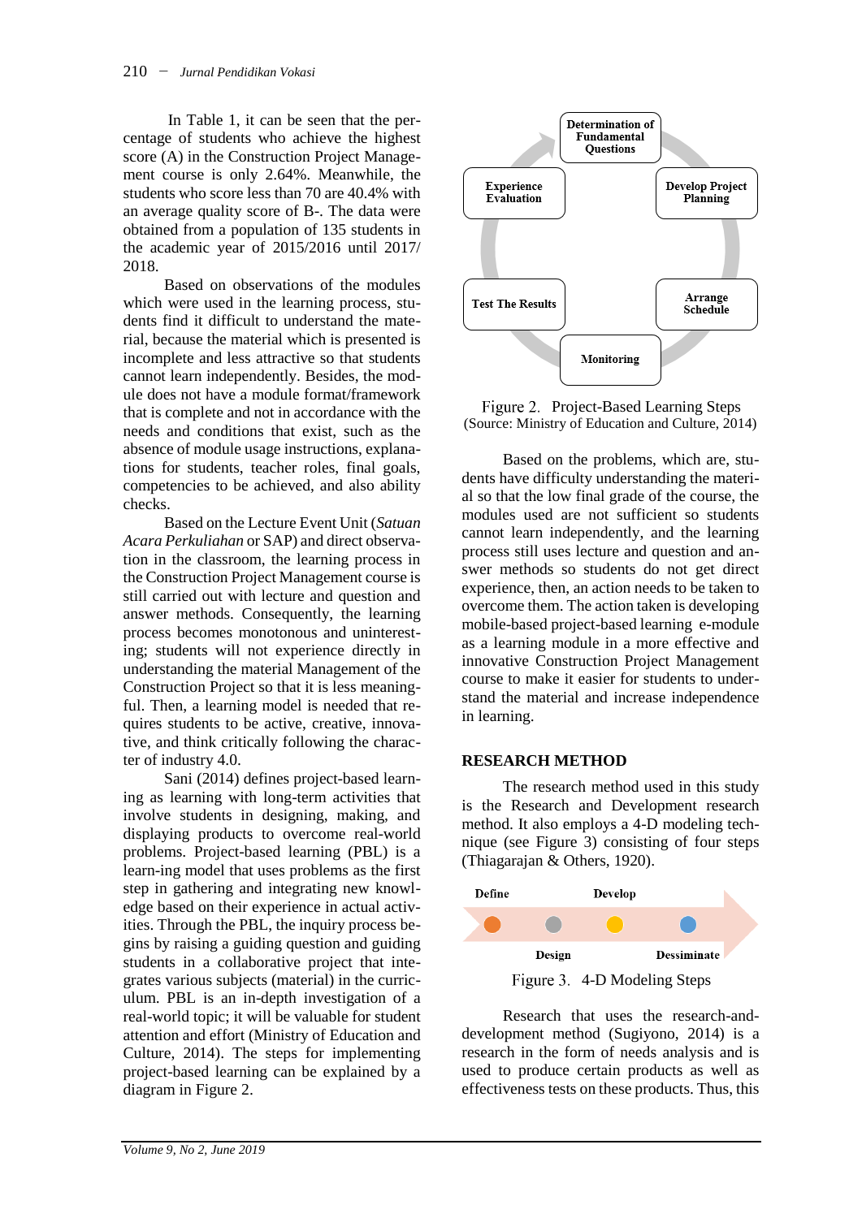In Table 1, it can be seen that the percentage of students who achieve the highest score (A) in the Construction Project Management course is only 2.64%. Meanwhile, the students who score less than 70 are 40.4% with an average quality score of B-. The data were obtained from a population of 135 students in the academic year of 2015/2016 until 2017/2018.

Based on observations of the modules which were used in the learning process, students find it difficult to understand the material, because the material which is presented is incomplete and less attractive so that students cannot learn independently. Besides, the module does not have a module format/framework that is complete and not in accordance with the needs and conditions that exist, such as the absence of module usage instructions, explanations for students, teacher roles, final goals, competencies to be achieved, and also ability checks.

Based on the Lecture Event Unit (*Satuan Acara Perkuliahan* or SAP) and direct observation in the classroom, the learning process in the Construction Project Management course is still carried out with lecture and question and answer methods. Consequently, the learning process becomes monotonous and uninteresting; students will not experience directly in understanding the material Management of the Construction Project so that it is less meaningful. Then, a learning model is needed that requires students to be active, creative, innovative, and think critically following the character of industry 4.0.

Sani (2014) defines project-based learning as learning with long-term activities that involve students in designing, making, and displaying products to overcome real-world problems. Project-based learning (PBL) is a learn-ing model that uses problems as the first step in gathering and integrating new knowledge based on their experience in actual activities. Through the PBL, the inquiry process begins by raising a guiding question and guiding students in a collaborative project that integrates various subjects (material) in the curriculum. PBL is an in-depth investigation of a real-world topic; it will be valuable for student attention and effort (Ministry of Education and Culture, 2014). The steps for implementing project-based learning can be explained by a diagram in Figure 2.

Determination of Fundamental Questions → Develop Project Planning → Arrange Schedule → Monitoring → Test The Results → Experience Evaluation

Figure 2. Project-Based Learning Steps
(Source: Ministry of Education and Culture, 2014)

Based on the problems, which are, students have difficulty understanding the material so that the low final grade of the course, the modules used are not sufficient so students cannot learn independently, and the learning process still uses lecture and question and answer methods so students do not get direct experience, then, an action needs to be taken to overcome them. The action taken is developing mobile-based project-based learning e-module as a learning module in a more effective and innovative Construction Project Management course to make it easier for students to understand the material and increase independence in learning.

## RESEARCH METHOD

The research method used in this study is the Research and Development research method. It also employs a 4-D modeling technique (see Figure 3) consisting of four steps (Thiagarajan & Others, 1920).

Define → Design → Develop → Dessiminate

Figure 3. 4-D Modeling Steps

Research that uses the research-and-development method (Sugiyono, 2014) is a research in the form of needs analysis and is used to produce certain products as well as effectiveness tests on these products. Thus, this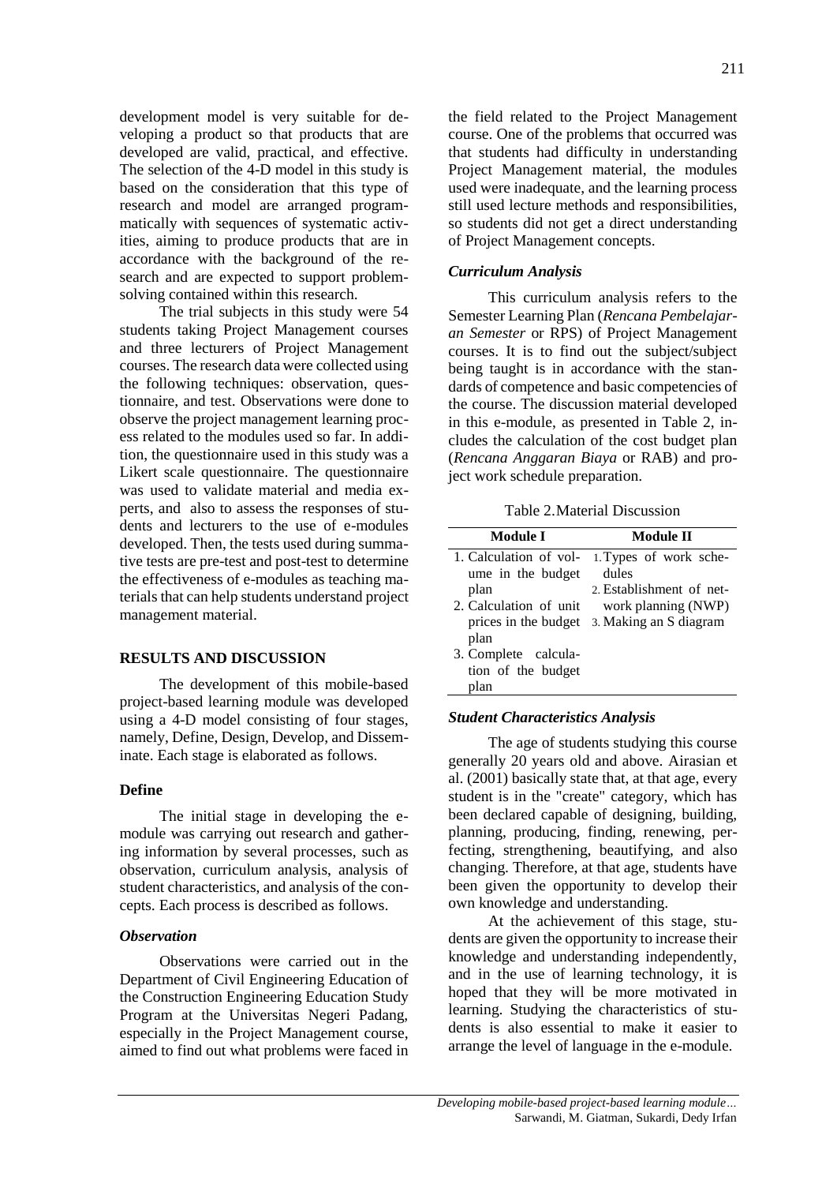development model is very suitable for developing a product so that products that are developed are valid, practical, and effective. The selection of the 4-D model in this study is based on the consideration that this type of research and model are arranged programmatically with sequences of systematic activities, aiming to produce products that are in accordance with the background of the research and are expected to support problem-solving contained within this research.

The trial subjects in this study were 54 students taking Project Management courses and three lecturers of Project Management courses. The research data were collected using the following techniques: observation, questionnaire, and test. Observations were done to observe the project management learning process related to the modules used so far. In addition, the questionnaire used in this study was a Likert scale questionnaire. The questionnaire was used to validate material and media experts, and also to assess the responses of students and lecturers to the use of e-modules developed. Then, the tests used during summative tests are pre-test and post-test to determine the effectiveness of e-modules as teaching materials that can help students understand project management material.

## RESULTS AND DISCUSSION

The development of this mobile-based project-based learning module was developed using a 4-D model consisting of four stages, namely, Define, Design, Develop, and Disseminate. Each stage is elaborated as follows.

### Define

The initial stage in developing the e-module was carrying out research and gathering information by several processes, such as observation, curriculum analysis, analysis of student characteristics, and analysis of the concepts. Each process is described as follows.

#### *Observation*

Observations were carried out in the Department of Civil Engineering Education of the Construction Engineering Education Study Program at the Universitas Negeri Padang, especially in the Project Management course, aimed to find out what problems were faced in the field related to the Project Management course. One of the problems that occurred was that students had difficulty in understanding Project Management material, the modules used were inadequate, and the learning process still used lecture methods and responsibilities, so students did not get a direct understanding of Project Management concepts.

#### *Curriculum Analysis*

This curriculum analysis refers to the Semester Learning Plan (*Rencana Pembelajaran Semester* or RPS) of Project Management courses. It is to find out the subject/subject being taught is in accordance with the standards of competence and basic competencies of the course. The discussion material developed in this e-module, as presented in Table 2, includes the calculation of the cost budget plan (*Rencana Anggaran Biaya* or RAB) and project work schedule preparation.

Table 2. Material Discussion

| Module I | Module II |
|---|---|
| 1. Calculation of volume in the budget plan<br>2. Calculation of unit prices in the budget plan<br>3. Complete calculation of the budget plan | 1. Types of work schedules<br>2. Establishment of network planning (NWP)<br>3. Making an S diagram |

#### *Student Characteristics Analysis*

The age of students studying this course generally 20 years old and above. Airasian et al. (2001) basically state that, at that age, every student is in the "create" category, which has been declared capable of designing, building, planning, producing, finding, renewing, perfecting, strengthening, beautifying, and also changing. Therefore, at that age, students have been given the opportunity to develop their own knowledge and understanding.

At the achievement of this stage, students are given the opportunity to increase their knowledge and understanding independently, and in the use of learning technology, it is hoped that they will be more motivated in learning. Studying the characteristics of students is also essential to make it easier to arrange the level of language in the e-module.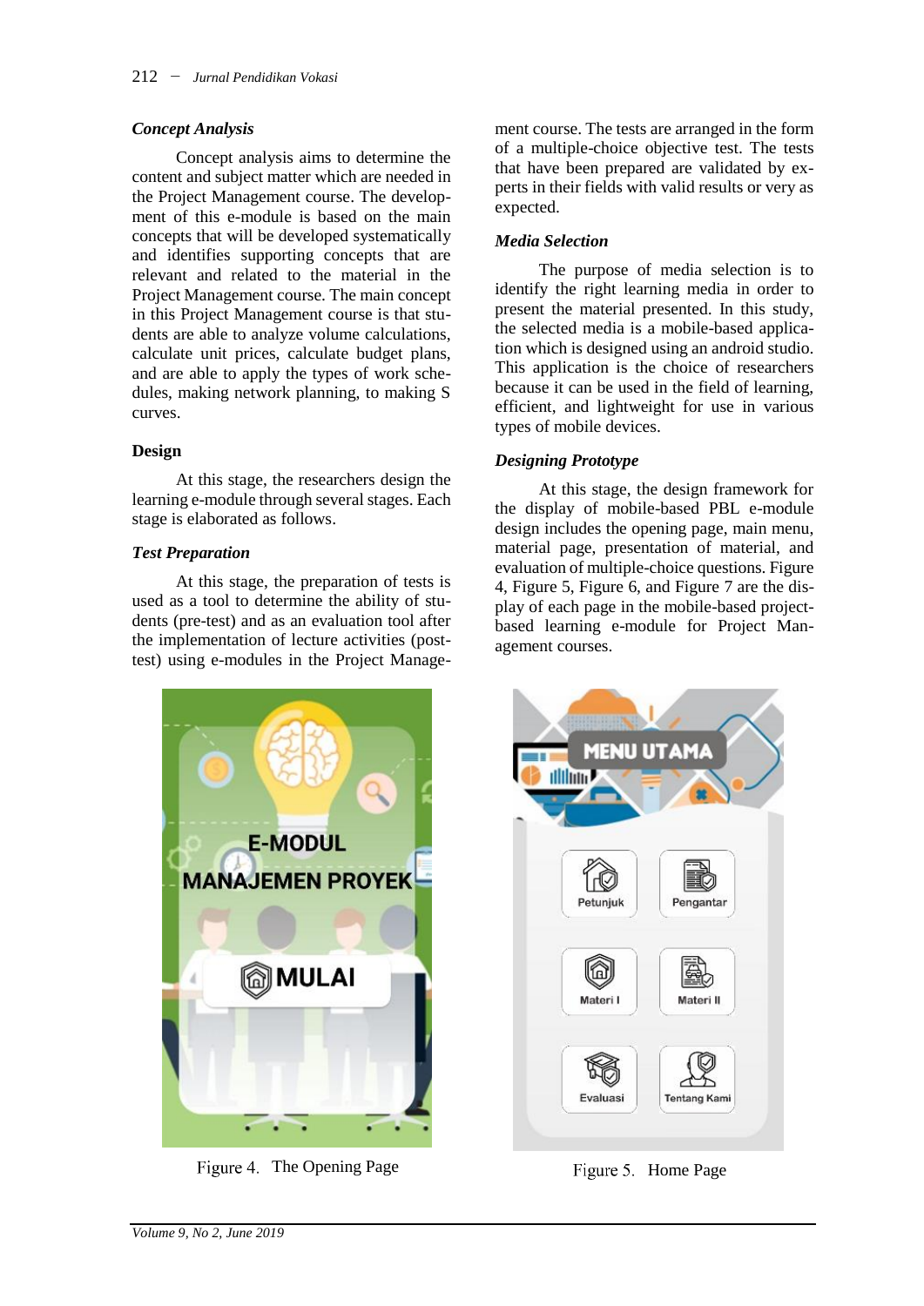### *Concept Analysis*

Concept analysis aims to determine the content and subject matter which are needed in the Project Management course. The development of this e-module is based on the main concepts that will be developed systematically and identifies supporting concepts that are relevant and related to the material in the Project Management course. The main concept in this Project Management course is that students are able to analyze volume calculations, calculate unit prices, calculate budget plans, and are able to apply the types of work schedules, making network planning, to making S curves.

### Design

At this stage, the researchers design the learning e-module through several stages. Each stage is elaborated as follows.

### *Test Preparation*

At this stage, the preparation of tests is used as a tool to determine the ability of students (pre-test) and as an evaluation tool after the implementation of lecture activities (post-test) using e-modules in the Project Management course. The tests are arranged in the form of a multiple-choice objective test. The tests that have been prepared are validated by experts in their fields with valid results or very as expected.

### *Media Selection*

The purpose of media selection is to identify the right learning media in order to present the material presented. In this study, the selected media is a mobile-based application which is designed using an android studio. This application is the choice of researchers because it can be used in the field of learning, efficient, and lightweight for use in various types of mobile devices.

### *Designing Prototype*

At this stage, the design framework for the display of mobile-based PBL e-module design includes the opening page, main menu, material page, presentation of material, and evaluation of multiple-choice questions. Figure 4, Figure 5, Figure 6, and Figure 7 are the display of each page in the mobile-based project-based learning e-module for Project Management courses.

Figure 4. The Opening Page

Figure 5. Home Page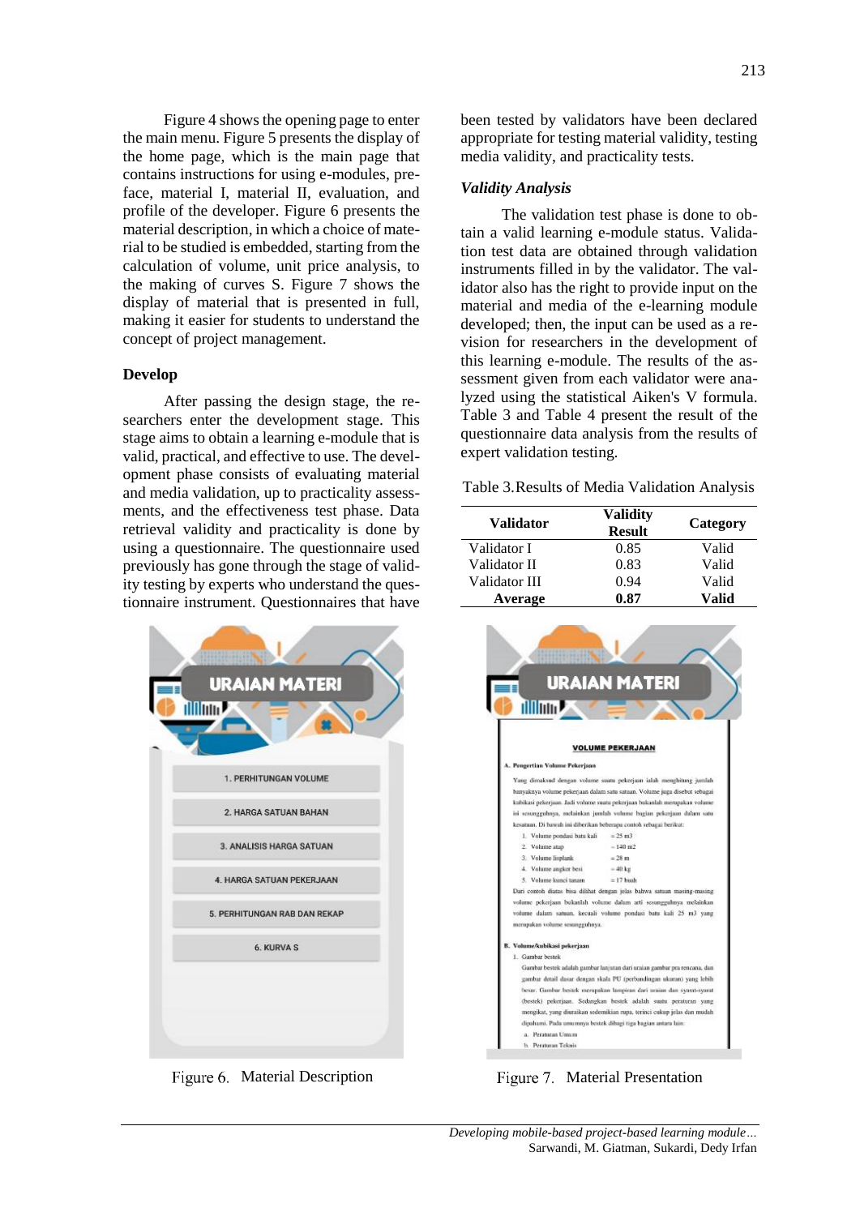Figure 4 shows the opening page to enter the main menu. Figure 5 presents the display of the home page, which is the main page that contains instructions for using e-modules, preface, material I, material II, evaluation, and profile of the developer. Figure 6 presents the material description, in which a choice of material to be studied is embedded, starting from the calculation of volume, unit price analysis, to the making of curves S. Figure 7 shows the display of material that is presented in full, making it easier for students to understand the concept of project management.

**Develop**

After passing the design stage, the researchers enter the development stage. This stage aims to obtain a learning e-module that is valid, practical, and effective to use. The development phase consists of evaluating material and media validation, up to practicality assessments, and the effectiveness test phase. Data retrieval validity and practicality is done by using a questionnaire. The questionnaire used previously has gone through the stage of validity testing by experts who understand the questionnaire instrument. Questionnaires that have been tested by validators have been declared appropriate for testing material validity, testing media validity, and practicality tests.

***Validity Analysis***

The validation test phase is done to obtain a valid learning e-module status. Validation test data are obtained through validation instruments filled in by the validator. The validator also has the right to provide input on the material and media of the e-learning module developed; then, the input can be used as a revision for researchers in the development of this learning e-module. The results of the assessment given from each validator were analyzed using the statistical Aiken's V formula. Table 3 and Table 4 present the result of the questionnaire data analysis from the results of expert validation testing.

Table 3. Results of Media Validation Analysis

| Validator | Validity Result | Category |
|---|---|---|
| Validator I | 0.85 | Valid |
| Validator II | 0.83 | Valid |
| Validator III | 0.94 | Valid |
| **Average** | **0.87** | **Valid** |

Figure 6. Material Description

Figure 7. Material Presentation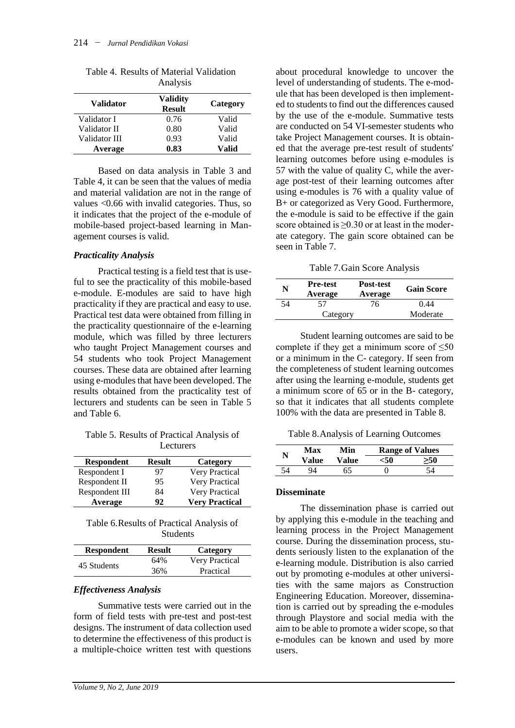Table 4. Results of Material Validation Analysis

| Validator | Validity Result | Category |
|---|---|---|
| Validator I | 0.76 | Valid |
| Validator II | 0.80 | Valid |
| Validator III | 0.93 | Valid |
| **Average** | **0.83** | **Valid** |

Based on data analysis in Table 3 and Table 4, it can be seen that the values of media and material validation are not in the range of values <0.66 with invalid categories. Thus, so it indicates that the project of the e-module of mobile-based project-based learning in Management courses is valid.

### *Practicality Analysis*

Practical testing is a field test that is useful to see the practicality of this mobile-based e-module. E-modules are said to have high practicality if they are practical and easy to use. Practical test data were obtained from filling in the practicality questionnaire of the e-learning module, which was filled by three lecturers who taught Project Management courses and 54 students who took Project Management courses. These data are obtained after learning using e-modules that have been developed. The results obtained from the practicality test of lecturers and students can be seen in Table 5 and Table 6.

Table 5. Results of Practical Analysis of Lecturers

| Respondent | Result | Category |
|---|---|---|
| Respondent I | 97 | Very Practical |
| Respondent II | 95 | Very Practical |
| Respondent III | 84 | Very Practical |
| **Average** | **92** | **Very Practical** |

Table 6. Results of Practical Analysis of Students

| Respondent | Result | Category |
|---|---|---|
| 45 Students | 64% | Very Practical |
| | 36% | Practical |

### *Effectiveness Analysis*

Summative tests were carried out in the form of field tests with pre-test and post-test designs. The instrument of data collection used to determine the effectiveness of this product is a multiple-choice written test with questions about procedural knowledge to uncover the level of understanding of students. The e-module that has been developed is then implemented to students to find out the differences caused by the use of the e-module. Summative tests are conducted on 54 VI-semester students who take Project Management courses. It is obtained that the average pre-test result of students' learning outcomes before using e-modules is 57 with the value of quality C, while the average post-test of their learning outcomes after using e-modules is 76 with a quality value of B+ or categorized as Very Good. Furthermore, the e-module is said to be effective if the gain score obtained is ≥0.30 or at least in the moderate category. The gain score obtained can be seen in Table 7.

Table 7. Gain Score Analysis

| N | Pre-test Average | Post-test Average | Gain Score |
|---|---|---|---|
| 54 | 57 | 76 | 0.44 |
| | Category | | Moderate |

Student learning outcomes are said to be complete if they get a minimum score of ≤50 or a minimum in the C- category. If seen from the completeness of student learning outcomes after using the learning e-module, students get a minimum score of 65 or in the B- category, so that it indicates that all students complete 100% with the data are presented in Table 8.

Table 8. Analysis of Learning Outcomes

| N | Max Value | Min Value | Range of Values | |
|---|---|---|---|---|
| | | | <50 | ≥50 |
| 54 | 94 | 65 | 0 | 54 |

### Disseminate

The dissemination phase is carried out by applying this e-module in the teaching and learning process in the Project Management course. During the dissemination process, students seriously listen to the explanation of the e-learning module. Distribution is also carried out by promoting e-modules at other universities with the same majors as Construction Engineering Education. Moreover, dissemination is carried out by spreading the e-modules through Playstore and social media with the aim to be able to promote a wider scope, so that e-modules can be known and used by more users.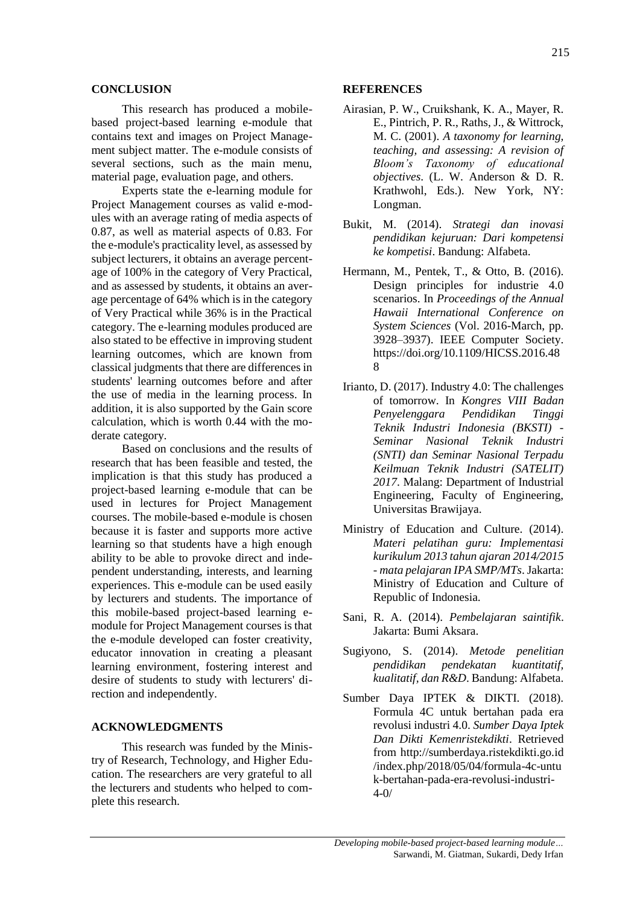## CONCLUSION

This research has produced a mobile-based project-based learning e-module that contains text and images on Project Management subject matter. The e-module consists of several sections, such as the main menu, material page, evaluation page, and others.

Experts state the e-learning module for Project Management courses as valid e-modules with an average rating of media aspects of 0.87, as well as material aspects of 0.83. For the e-module's practicality level, as assessed by subject lecturers, it obtains an average percentage of 100% in the category of Very Practical, and as assessed by students, it obtains an average percentage of 64% which is in the category of Very Practical while 36% is in the Practical category. The e-learning modules produced are also stated to be effective in improving student learning outcomes, which are known from classical judgments that there are differences in students' learning outcomes before and after the use of media in the learning process. In addition, it is also supported by the Gain score calculation, which is worth 0.44 with the moderate category.

Based on conclusions and the results of research that has been feasible and tested, the implication is that this study has produced a project-based learning e-module that can be used in lectures for Project Management courses. The mobile-based e-module is chosen because it is faster and supports more active learning so that students have a high enough ability to be able to provoke direct and independent understanding, interests, and learning experiences. This e-module can be used easily by lecturers and students. The importance of this mobile-based project-based learning e-module for Project Management courses is that the e-module developed can foster creativity, educator innovation in creating a pleasant learning environment, fostering interest and desire of students to study with lecturers' direction and independently.

## ACKNOWLEDGMENTS

This research was funded by the Ministry of Research, Technology, and Higher Education. The researchers are very grateful to all the lecturers and students who helped to complete this research.

## REFERENCES

Airasian, P. W., Cruikshank, K. A., Mayer, R. E., Pintrich, P. R., Raths, J., & Wittrock, M. C. (2001). *A taxonomy for learning, teaching, and assessing: A revision of Bloom's Taxonomy of educational objectives*. (L. W. Anderson & D. R. Krathwohl, Eds.). New York, NY: Longman.

Bukit, M. (2014). *Strategi dan inovasi pendidikan kejuruan: Dari kompetensi ke kompetisi*. Bandung: Alfabeta.

Hermann, M., Pentek, T., & Otto, B. (2016). Design principles for industrie 4.0 scenarios. In *Proceedings of the Annual Hawaii International Conference on System Sciences* (Vol. 2016-March, pp. 3928–3937). IEEE Computer Society. https://doi.org/10.1109/HICSS.2016.488

Irianto, D. (2017). Industry 4.0: The challenges of tomorrow. In *Kongres VIII Badan Penyelenggara Pendidikan Tinggi Teknik Industri Indonesia (BKSTI) - Seminar Nasional Teknik Industri (SNTI) dan Seminar Nasional Terpadu Keilmuan Teknik Industri (SATELIT) 2017*. Malang: Department of Industrial Engineering, Faculty of Engineering, Universitas Brawijaya.

Ministry of Education and Culture. (2014). *Materi pelatihan guru: Implementasi kurikulum 2013 tahun ajaran 2014/2015 - mata pelajaran IPA SMP/MTs*. Jakarta: Ministry of Education and Culture of Republic of Indonesia.

Sani, R. A. (2014). *Pembelajaran saintifik*. Jakarta: Bumi Aksara.

Sugiyono, S. (2014). *Metode penelitian pendidikan pendekatan kuantitatif, kualitatif, dan R&D*. Bandung: Alfabeta.

Sumber Daya IPTEK & DIKTI. (2018). Formula 4C untuk bertahan pada era revolusi industri 4.0. *Sumber Daya Iptek Dan Dikti Kemenristekdikti*. Retrieved from http://sumberdaya.ristekdikti.go.id/index.php/2018/05/04/formula-4c-untuk-bertahan-pada-era-revolusi-industri-4-0/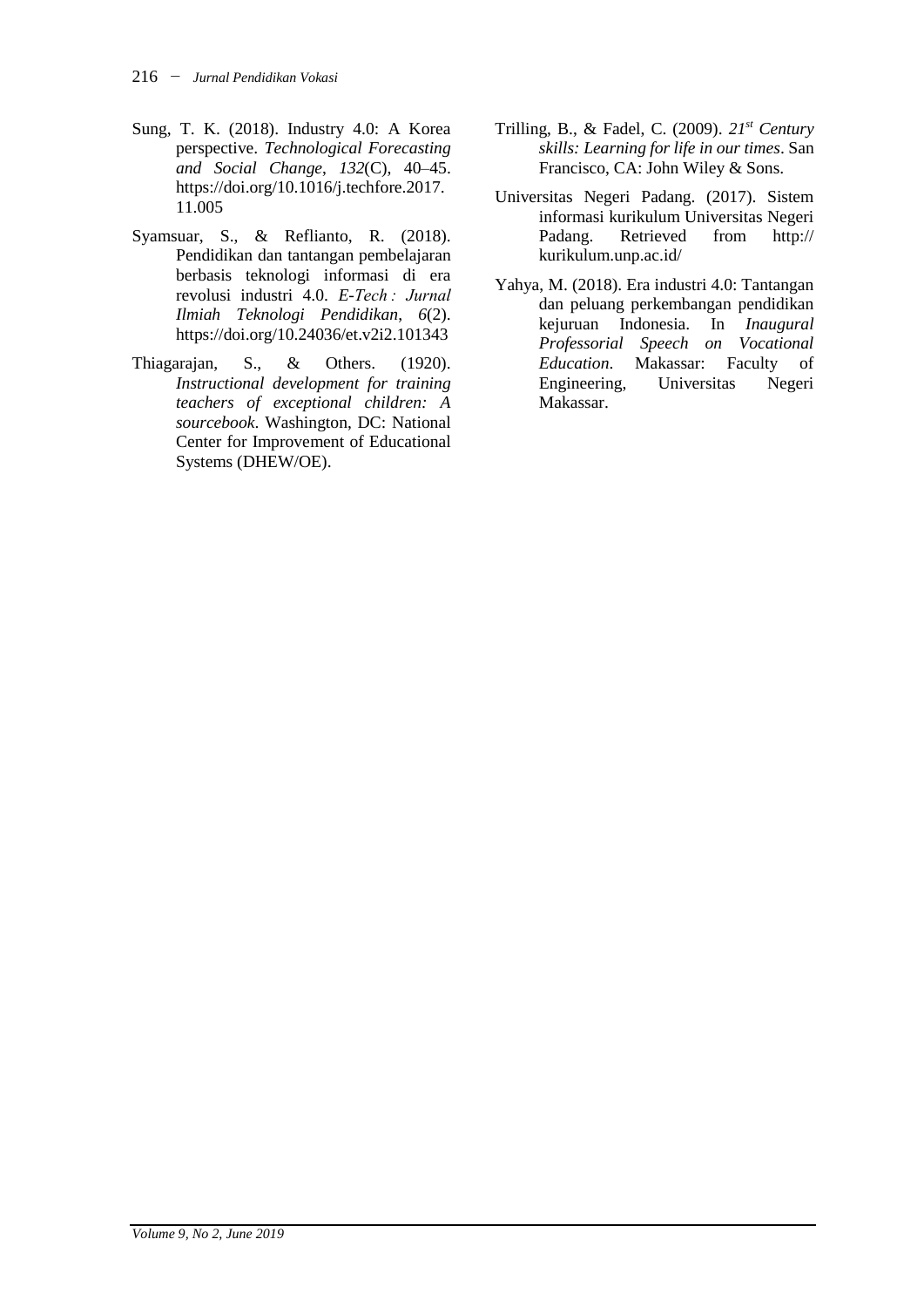Sung, T. K. (2018). Industry 4.0: A Korea perspective. *Technological Forecasting and Social Change*, *132*(C), 40–45. https://doi.org/10.1016/j.techfore.2017.11.005

Syamsuar, S., & Reflianto, R. (2018). Pendidikan dan tantangan pembelajaran berbasis teknologi informasi di era revolusi industri 4.0. *E-Tech : Jurnal Ilmiah Teknologi Pendidikan*, *6*(2). https://doi.org/10.24036/et.v2i2.101343

Thiagarajan, S., & Others. (1920). *Instructional development for training teachers of exceptional children: A sourcebook*. Washington, DC: National Center for Improvement of Educational Systems (DHEW/OE).

Trilling, B., & Fadel, C. (2009). *21st Century skills: Learning for life in our times*. San Francisco, CA: John Wiley & Sons.

Universitas Negeri Padang. (2017). Sistem informasi kurikulum Universitas Negeri Padang. Retrieved from http:// kurikulum.unp.ac.id/

Yahya, M. (2018). Era industri 4.0: Tantangan dan peluang perkembangan pendidikan kejuruan Indonesia. In *Inaugural Professorial Speech on Vocational Education*. Makassar: Faculty of Engineering, Universitas Negeri Makassar.